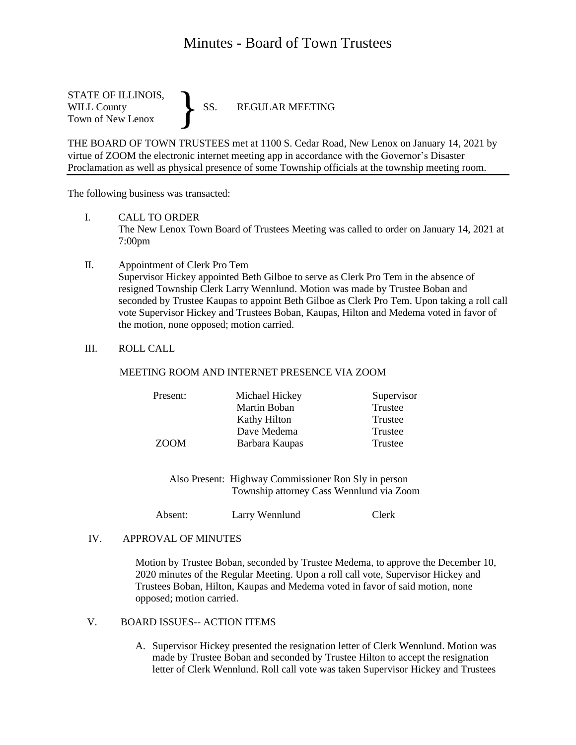# Minutes - Board of Town Trustees

STATE OF ILLINOIS,
WILL County } SS. REGULAR MEETING
Town of New Lenox

THE BOARD OF TOWN TRUSTEES met at 1100 S. Cedar Road, New Lenox on January 14, 2021 by virtue of ZOOM the electronic internet meeting app in accordance with the Governor's Disaster Proclamation as well as physical presence of some Township officials at the township meeting room.

---

The following business was transacted:

I. CALL TO ORDER
The New Lenox Town Board of Trustees Meeting was called to order on January 14, 2021 at 7:00pm

II. Appointment of Clerk Pro Tem
Supervisor Hickey appointed Beth Gilboe to serve as Clerk Pro Tem in the absence of resigned Township Clerk Larry Wennlund. Motion was made by Trustee Boban and seconded by Trustee Kaupas to appoint Beth Gilboe as Clerk Pro Tem. Upon taking a roll call vote Supervisor Hickey and Trustees Boban, Kaupas, Hilton and Medema voted in favor of the motion, none opposed; motion carried.

III. ROLL CALL

MEETING ROOM AND INTERNET PRESENCE VIA ZOOM

| | | |
|---|---|---|
| Present: | Michael Hickey | Supervisor |
| | Martin Boban | Trustee |
| | Kathy Hilton | Trustee |
| | Dave Medema | Trustee |
| ZOOM | Barbara Kaupas | Trustee |

Also Present: Highway Commissioner Ron Sly in person
Township attorney Cass Wennlund via Zoom

| | | |
|---|---|---|
| Absent: | Larry Wennlund | Clerk |

IV. APPROVAL OF MINUTES

Motion by Trustee Boban, seconded by Trustee Medema, to approve the December 10, 2020 minutes of the Regular Meeting. Upon a roll call vote, Supervisor Hickey and Trustees Boban, Hilton, Kaupas and Medema voted in favor of said motion, none opposed; motion carried.

V. BOARD ISSUES-- ACTION ITEMS

A. Supervisor Hickey presented the resignation letter of Clerk Wennlund. Motion was made by Trustee Boban and seconded by Trustee Hilton to accept the resignation letter of Clerk Wennlund. Roll call vote was taken Supervisor Hickey and Trustees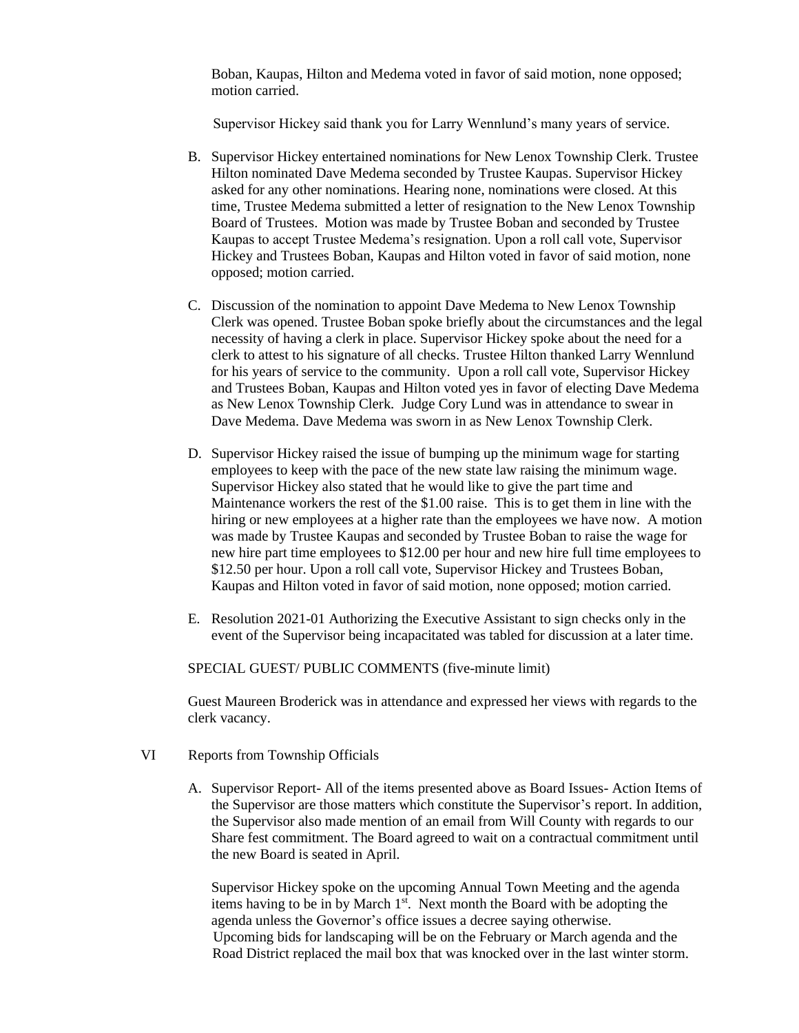Boban, Kaupas, Hilton and Medema voted in favor of said motion, none opposed; motion carried.

Supervisor Hickey said thank you for Larry Wennlund's many years of service.

B. Supervisor Hickey entertained nominations for New Lenox Township Clerk. Trustee Hilton nominated Dave Medema seconded by Trustee Kaupas. Supervisor Hickey asked for any other nominations. Hearing none, nominations were closed. At this time, Trustee Medema submitted a letter of resignation to the New Lenox Township Board of Trustees. Motion was made by Trustee Boban and seconded by Trustee Kaupas to accept Trustee Medema's resignation. Upon a roll call vote, Supervisor Hickey and Trustees Boban, Kaupas and Hilton voted in favor of said motion, none opposed; motion carried.

C. Discussion of the nomination to appoint Dave Medema to New Lenox Township Clerk was opened. Trustee Boban spoke briefly about the circumstances and the legal necessity of having a clerk in place. Supervisor Hickey spoke about the need for a clerk to attest to his signature of all checks. Trustee Hilton thanked Larry Wennlund for his years of service to the community. Upon a roll call vote, Supervisor Hickey and Trustees Boban, Kaupas and Hilton voted yes in favor of electing Dave Medema as New Lenox Township Clerk. Judge Cory Lund was in attendance to swear in Dave Medema. Dave Medema was sworn in as New Lenox Township Clerk.

D. Supervisor Hickey raised the issue of bumping up the minimum wage for starting employees to keep with the pace of the new state law raising the minimum wage. Supervisor Hickey also stated that he would like to give the part time and Maintenance workers the rest of the $1.00 raise. This is to get them in line with the hiring or new employees at a higher rate than the employees we have now. A motion was made by Trustee Kaupas and seconded by Trustee Boban to raise the wage for new hire part time employees to $12.00 per hour and new hire full time employees to $12.50 per hour. Upon a roll call vote, Supervisor Hickey and Trustees Boban, Kaupas and Hilton voted in favor of said motion, none opposed; motion carried.

E. Resolution 2021-01 Authorizing the Executive Assistant to sign checks only in the event of the Supervisor being incapacitated was tabled for discussion at a later time.

SPECIAL GUEST/ PUBLIC COMMENTS (five-minute limit)

Guest Maureen Broderick was in attendance and expressed her views with regards to the clerk vacancy.

VI Reports from Township Officials

A. Supervisor Report- All of the items presented above as Board Issues- Action Items of the Supervisor are those matters which constitute the Supervisor's report. In addition, the Supervisor also made mention of an email from Will County with regards to our Share fest commitment. The Board agreed to wait on a contractual commitment until the new Board is seated in April.

Supervisor Hickey spoke on the upcoming Annual Town Meeting and the agenda items having to be in by March 1st. Next month the Board with be adopting the agenda unless the Governor's office issues a decree saying otherwise. Upcoming bids for landscaping will be on the February or March agenda and the Road District replaced the mail box that was knocked over in the last winter storm.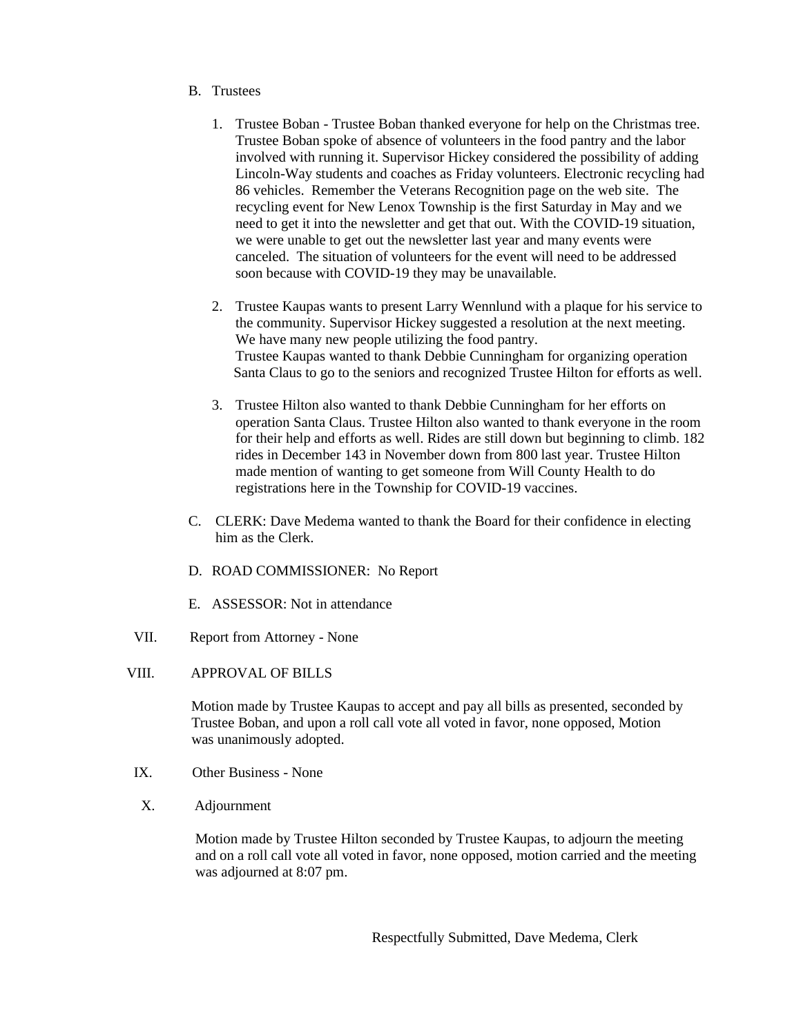B. Trustees

1. Trustee Boban - Trustee Boban thanked everyone for help on the Christmas tree. Trustee Boban spoke of absence of volunteers in the food pantry and the labor involved with running it. Supervisor Hickey considered the possibility of adding Lincoln-Way students and coaches as Friday volunteers. Electronic recycling had 86 vehicles. Remember the Veterans Recognition page on the web site. The recycling event for New Lenox Township is the first Saturday in May and we need to get it into the newsletter and get that out. With the COVID-19 situation, we were unable to get out the newsletter last year and many events were canceled. The situation of volunteers for the event will need to be addressed soon because with COVID-19 they may be unavailable.

2. Trustee Kaupas wants to present Larry Wennlund with a plaque for his service to the community. Supervisor Hickey suggested a resolution at the next meeting. We have many new people utilizing the food pantry. Trustee Kaupas wanted to thank Debbie Cunningham for organizing operation Santa Claus to go to the seniors and recognized Trustee Hilton for efforts as well.

3. Trustee Hilton also wanted to thank Debbie Cunningham for her efforts on operation Santa Claus. Trustee Hilton also wanted to thank everyone in the room for their help and efforts as well. Rides are still down but beginning to climb. 182 rides in December 143 in November down from 800 last year. Trustee Hilton made mention of wanting to get someone from Will County Health to do registrations here in the Township for COVID-19 vaccines.

C. CLERK: Dave Medema wanted to thank the Board for their confidence in electing him as the Clerk.

D. ROAD COMMISSIONER: No Report

E. ASSESSOR: Not in attendance

VII. Report from Attorney - None

VIII. APPROVAL OF BILLS

Motion made by Trustee Kaupas to accept and pay all bills as presented, seconded by Trustee Boban, and upon a roll call vote all voted in favor, none opposed, Motion was unanimously adopted.

IX. Other Business - None

X. Adjournment

Motion made by Trustee Hilton seconded by Trustee Kaupas, to adjourn the meeting and on a roll call vote all voted in favor, none opposed, motion carried and the meeting was adjourned at 8:07 pm.

Respectfully Submitted, Dave Medema, Clerk